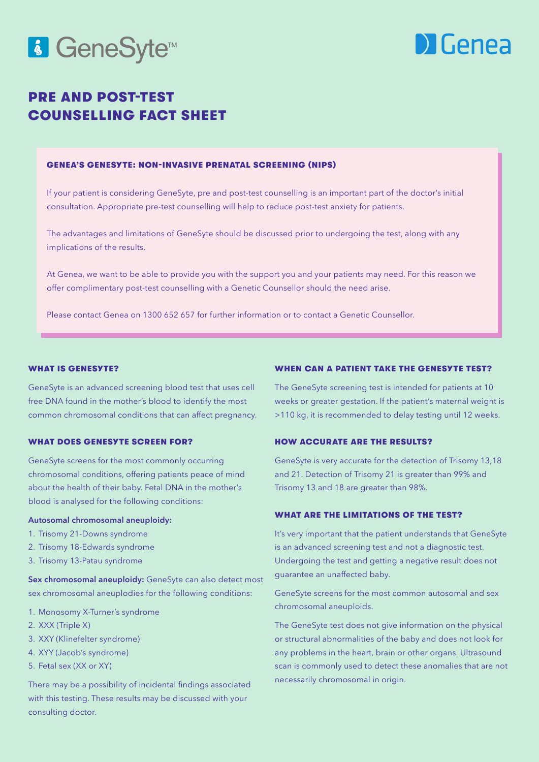GeneSyte™

Genea

# PRE AND POST-TEST COUNSELLING FACT SHEET

### GENEA'S GENESYTE: NON-INVASIVE PRENATAL SCREENING (NIPS)

If your patient is considering GeneSyte, pre and post-test counselling is an important part of the doctor's initial consultation. Appropriate pre-test counselling will help to reduce post-test anxiety for patients.

The advantages and limitations of GeneSyte should be discussed prior to undergoing the test, along with any implications of the results.

At Genea, we want to be able to provide you with the support you and your patients may need. For this reason we offer complimentary post-test counselling with a Genetic Counsellor should the need arise.

Please contact Genea on 1300 652 657 for further information or to contact a Genetic Counsellor.

### WHAT IS GENESYTE?

GeneSyte is an advanced screening blood test that uses cell free DNA found in the mother's blood to identify the most common chromosomal conditions that can affect pregnancy.

### WHAT DOES GENESYTE SCREEN FOR?

GeneSyte screens for the most commonly occurring chromosomal conditions, offering patients peace of mind about the health of their baby. Fetal DNA in the mother's blood is analysed for the following conditions:

**Autosomal chromosomal aneuploidy:**

1. Trisomy 21-Downs syndrome
2. Trisomy 18-Edwards syndrome
3. Trisomy 13-Patau syndrome

**Sex chromosomal aneuploidy:** GeneSyte can also detect most sex chromosomal aneuplodies for the following conditions:

1. Monosomy X-Turner's syndrome
2. XXX (Triple X)
3. XXY (Klinefelter syndrome)
4. XYY (Jacob's syndrome)
5. Fetal sex (XX or XY)

There may be a possibility of incidental findings associated with this testing. These results may be discussed with your consulting doctor.

### WHEN CAN A PATIENT TAKE THE GENESYTE TEST?

The GeneSyte screening test is intended for patients at 10 weeks or greater gestation. If the patient's maternal weight is >110 kg, it is recommended to delay testing until 12 weeks.

### HOW ACCURATE ARE THE RESULTS?

GeneSyte is very accurate for the detection of Trisomy 13,18 and 21. Detection of Trisomy 21 is greater than 99% and Trisomy 13 and 18 are greater than 98%.

### WHAT ARE THE LIMITATIONS OF THE TEST?

It's very important that the patient understands that GeneSyte is an advanced screening test and not a diagnostic test. Undergoing the test and getting a negative result does not guarantee an unaffected baby.

GeneSyte screens for the most common autosomal and sex chromosomal aneuploids.

The GeneSyte test does not give information on the physical or structural abnormalities of the baby and does not look for any problems in the heart, brain or other organs. Ultrasound scan is commonly used to detect these anomalies that are not necessarily chromosomal in origin.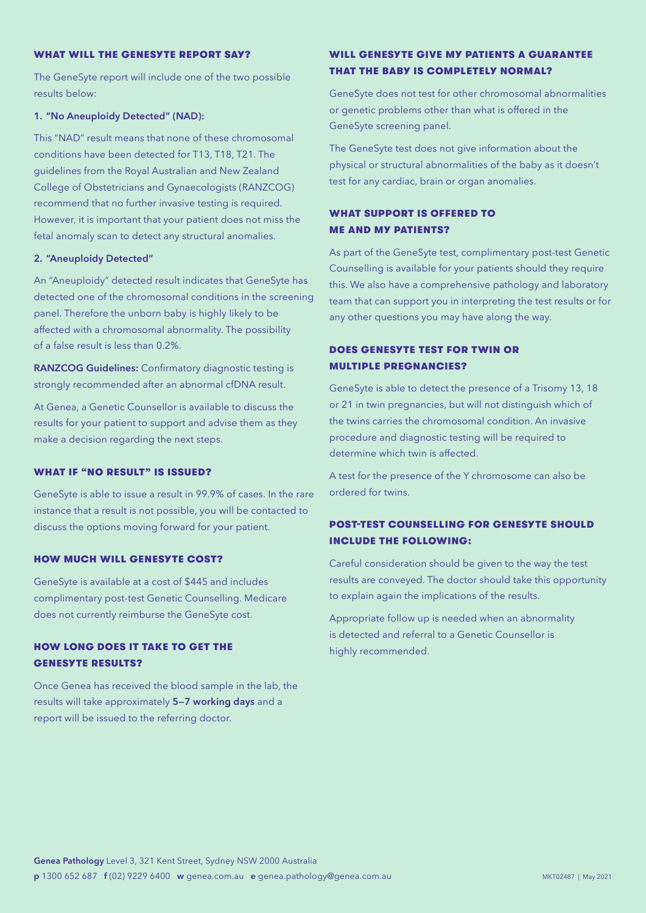## WHAT WILL THE GENESYTE REPORT SAY?

The GeneSyte report will include one of the two possible results below:

**1. "No Aneuploidy Detected" (NAD):**

This "NAD" result means that none of these chromosomal conditions have been detected for T13, T18, T21. The guidelines from the Royal Australian and New Zealand College of Obstetricians and Gynaecologists (RANZCOG) recommend that no further invasive testing is required. However, it is important that your patient does not miss the fetal anomaly scan to detect any structural anomalies.

**2. "Aneuploidy Detected"**

An "Aneuploidy" detected result indicates that GeneSyte has detected one of the chromosomal conditions in the screening panel. Therefore the unborn baby is highly likely to be affected with a chromosomal abnormality. The possibility of a false result is less than 0.2%.

**RANZCOG Guidelines:** Confirmatory diagnostic testing is strongly recommended after an abnormal cfDNA result.

At Genea, a Genetic Counsellor is available to discuss the results for your patient to support and advise them as they make a decision regarding the next steps.

## WHAT IF "NO RESULT" IS ISSUED?

GeneSyte is able to issue a result in 99.9% of cases. In the rare instance that a result is not possible, you will be contacted to discuss the options moving forward for your patient.

## HOW MUCH WILL GENESYTE COST?

GeneSyte is available at a cost of $445 and includes complimentary post-test Genetic Counselling. Medicare does not currently reimburse the GeneSyte cost.

## HOW LONG DOES IT TAKE TO GET THE GENESYTE RESULTS?

Once Genea has received the blood sample in the lab, the results will take approximately **5–7 working days** and a report will be issued to the referring doctor.

## WILL GENESYTE GIVE MY PATIENTS A GUARANTEE THAT THE BABY IS COMPLETELY NORMAL?

GeneSyte does not test for other chromosomal abnormalities or genetic problems other than what is offered in the GeneSyte screening panel.

The GeneSyte test does not give information about the physical or structural abnormalities of the baby as it doesn't test for any cardiac, brain or organ anomalies.

## WHAT SUPPORT IS OFFERED TO ME AND MY PATIENTS?

As part of the GeneSyte test, complimentary post-test Genetic Counselling is available for your patients should they require this. We also have a comprehensive pathology and laboratory team that can support you in interpreting the test results or for any other questions you may have along the way.

## DOES GENESYTE TEST FOR TWIN OR MULTIPLE PREGNANCIES?

GeneSyte is able to detect the presence of a Trisomy 13, 18 or 21 in twin pregnancies, but will not distinguish which of the twins carries the chromosomal condition. An invasive procedure and diagnostic testing will be required to determine which twin is affected.

A test for the presence of the Y chromosome can also be ordered for twins.

## POST-TEST COUNSELLING FOR GENESYTE SHOULD INCLUDE THE FOLLOWING:

Careful consideration should be given to the way the test results are conveyed. The doctor should take this opportunity to explain again the implications of the results.

Appropriate follow up is needed when an abnormality is detected and referral to a Genetic Counsellor is highly recommended.

**Genea Pathology** Level 3, 321 Kent Street, Sydney NSW 2000 Australia
**p** 1300 652 687 **f** (02) 9229 6400 **w** genea.com.au **e** genea.pathology@genea.com.au

MKT02487 | May 2021